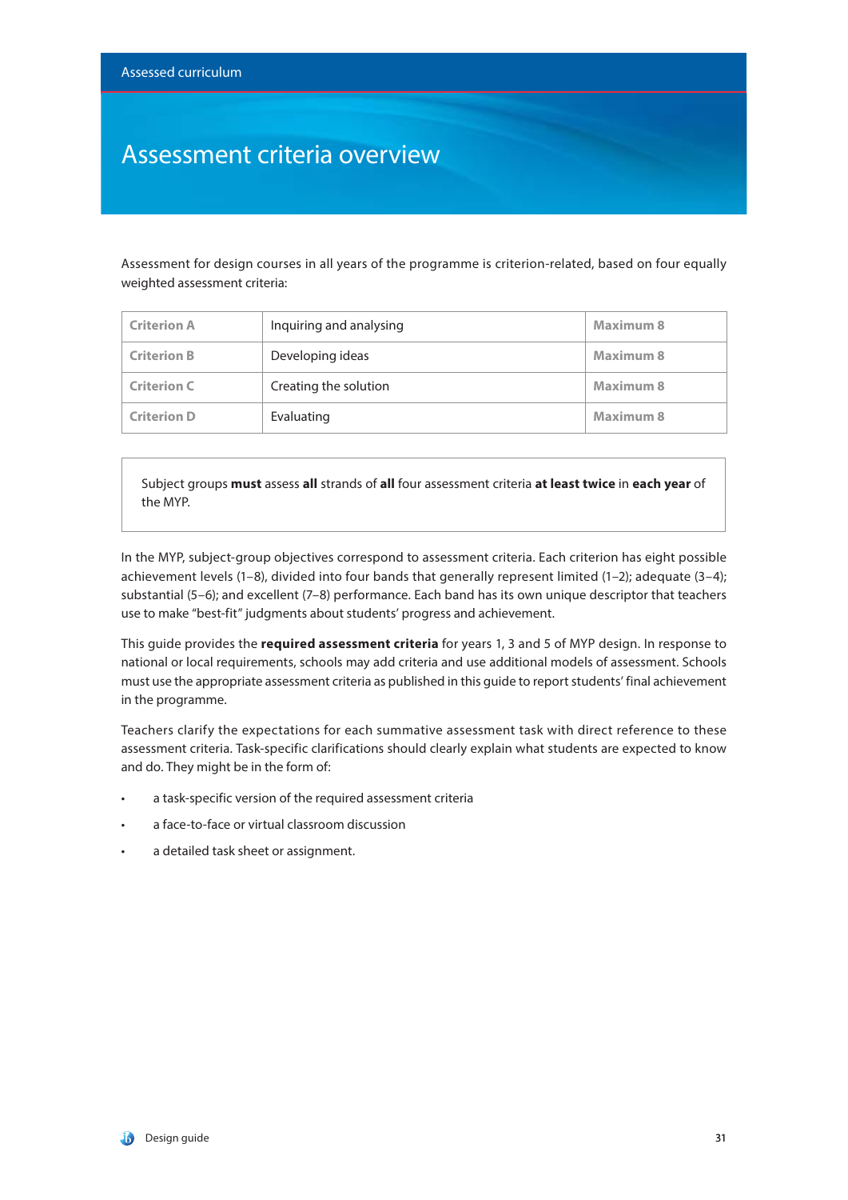# Assessment criteria overview

Assessment for design courses in all years of the programme is criterion-related, based on four equally weighted assessment criteria:

| Criterion A | Inquiring and analysing | Maximum 8 |
|---|---|---|
| Criterion B | Developing ideas | Maximum 8 |
| Criterion C | Creating the solution | Maximum 8 |
| Criterion D | Evaluating | Maximum 8 |

Subject groups **must** assess **all** strands of **all** four assessment criteria **at least twice** in **each year** of the MYP.

In the MYP, subject-group objectives correspond to assessment criteria. Each criterion has eight possible achievement levels (1–8), divided into four bands that generally represent limited (1–2); adequate (3–4); substantial (5–6); and excellent (7–8) performance. Each band has its own unique descriptor that teachers use to make "best-fit" judgments about students' progress and achievement.

This guide provides the **required assessment criteria** for years 1, 3 and 5 of MYP design. In response to national or local requirements, schools may add criteria and use additional models of assessment. Schools must use the appropriate assessment criteria as published in this guide to report students' final achievement in the programme.

Teachers clarify the expectations for each summative assessment task with direct reference to these assessment criteria. Task-specific clarifications should clearly explain what students are expected to know and do. They might be in the form of:

- a task-specific version of the required assessment criteria
- a face-to-face or virtual classroom discussion
- a detailed task sheet or assignment.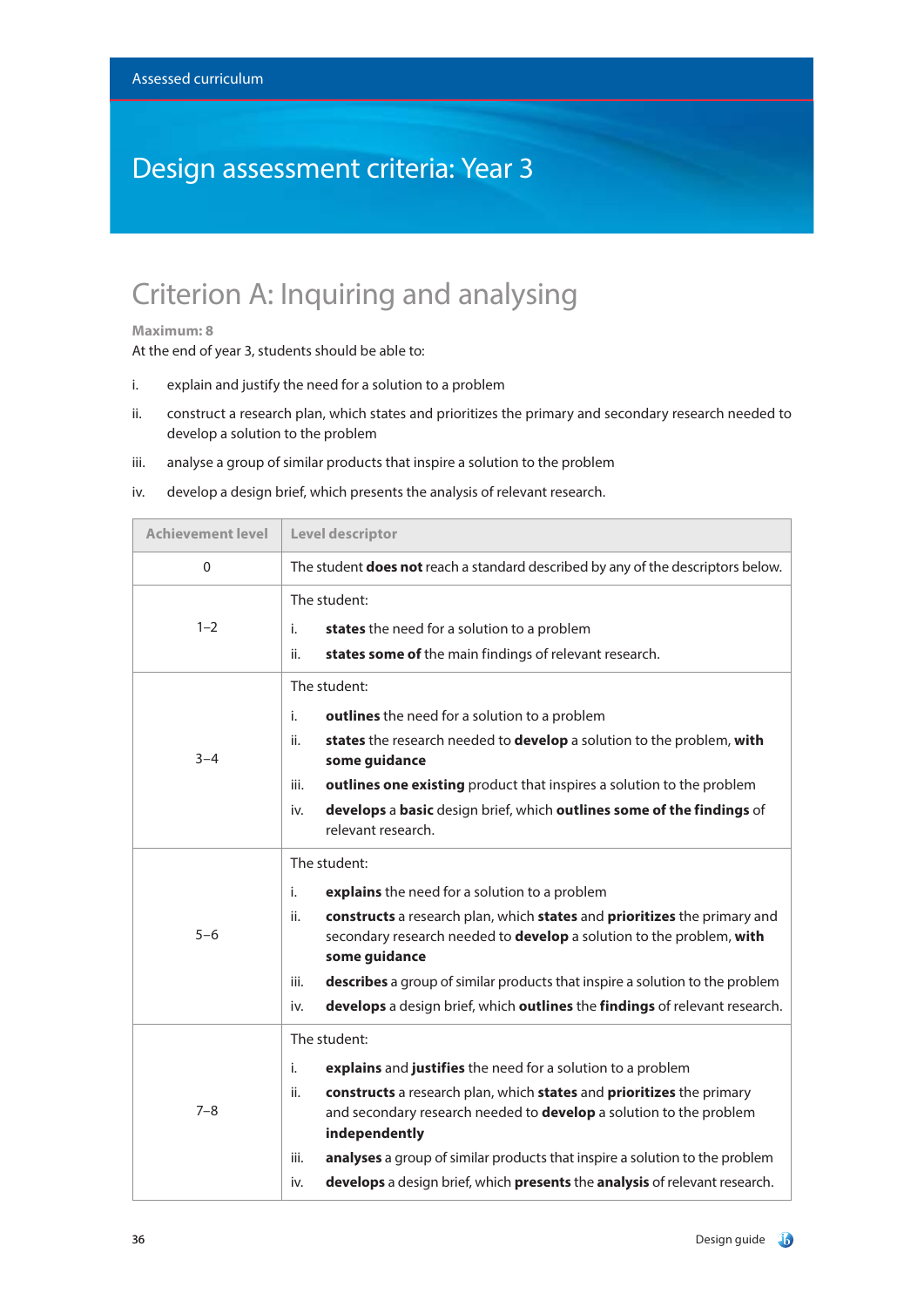Assessed curriculum

# Design assessment criteria: Year 3

## Criterion A: Inquiring and analysing

**Maximum: 8**

At the end of year 3, students should be able to:

i. explain and justify the need for a solution to a problem

ii. construct a research plan, which states and prioritizes the primary and secondary research needed to develop a solution to the problem

iii. analyse a group of similar products that inspire a solution to the problem

iv. develop a design brief, which presents the analysis of relevant research.

| Achievement level | Level descriptor |
|---|---|
| 0 | The student **does not** reach a standard described by any of the descriptors below. |
| 1–2 | The student:<br>i. **states** the need for a solution to a problem<br>ii. **states some of** the main findings of relevant research. |
| 3–4 | The student:<br>i. **outlines** the need for a solution to a problem<br>ii. **states** the research needed to **develop** a solution to the problem, **with some guidance**<br>iii. **outlines one existing** product that inspires a solution to the problem<br>iv. **develops** a **basic** design brief, which **outlines some of the findings** of relevant research. |
| 5–6 | The student:<br>i. **explains** the need for a solution to a problem<br>ii. **constructs** a research plan, which **states** and **prioritizes** the primary and secondary research needed to **develop** a solution to the problem, **with some guidance**<br>iii. **describes** a group of similar products that inspire a solution to the problem<br>iv. **develops** a design brief, which **outlines** the **findings** of relevant research. |
| 7–8 | The student:<br>i. **explains** and **justifies** the need for a solution to a problem<br>ii. **constructs** a research plan, which **states** and **prioritizes** the primary and secondary research needed to **develop** a solution to the problem **independently**<br>iii. **analyses** a group of similar products that inspire a solution to the problem<br>iv. **develops** a design brief, which **presents** the **analysis** of relevant research. |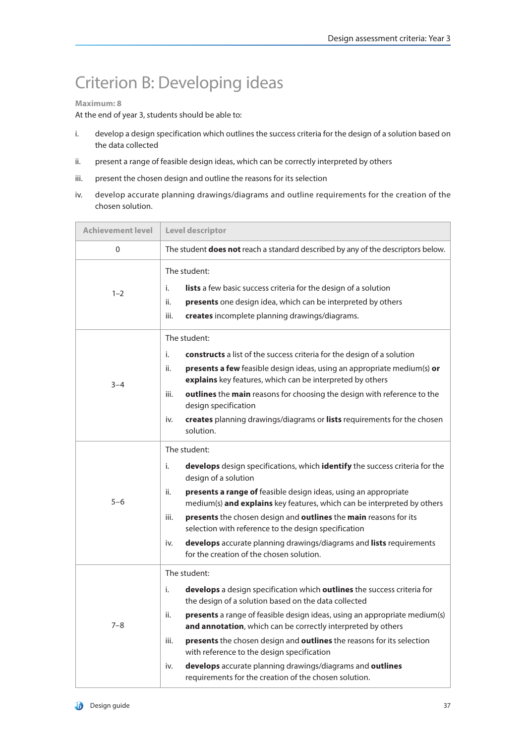# Criterion B: Developing ideas

**Maximum: 8**

At the end of year 3, students should be able to:

i. develop a design specification which outlines the success criteria for the design of a solution based on the data collected

ii. present a range of feasible design ideas, which can be correctly interpreted by others

iii. present the chosen design and outline the reasons for its selection

iv. develop accurate planning drawings/diagrams and outline requirements for the creation of the chosen solution.

| Achievement level | Level descriptor |
|---|---|
| 0 | The student **does not** reach a standard described by any of the descriptors below. |
| 1–2 | The student:<br>i. **lists** a few basic success criteria for the design of a solution<br>ii. **presents** one design idea, which can be interpreted by others<br>iii. **creates** incomplete planning drawings/diagrams. |
| 3–4 | The student:<br>i. **constructs** a list of the success criteria for the design of a solution<br>ii. **presents a few** feasible design ideas, using an appropriate medium(s) **or explains** key features, which can be interpreted by others<br>iii. **outlines** the **main** reasons for choosing the design with reference to the design specification<br>iv. **creates** planning drawings/diagrams or **lists** requirements for the chosen solution. |
| 5–6 | The student:<br>i. **develops** design specifications, which **identify** the success criteria for the design of a solution<br>ii. **presents a range of** feasible design ideas, using an appropriate medium(s) **and explains** key features, which can be interpreted by others<br>iii. **presents** the chosen design and **outlines** the **main** reasons for its selection with reference to the design specification<br>iv. **develops** accurate planning drawings/diagrams and **lists** requirements for the creation of the chosen solution. |
| 7–8 | The student:<br>i. **develops** a design specification which **outlines** the success criteria for the design of a solution based on the data collected<br>ii. **presents** a range of feasible design ideas, using an appropriate medium(s) **and annotation**, which can be correctly interpreted by others<br>iii. **presents** the chosen design and **outlines** the reasons for its selection with reference to the design specification<br>iv. **develops** accurate planning drawings/diagrams and **outlines** requirements for the creation of the chosen solution. |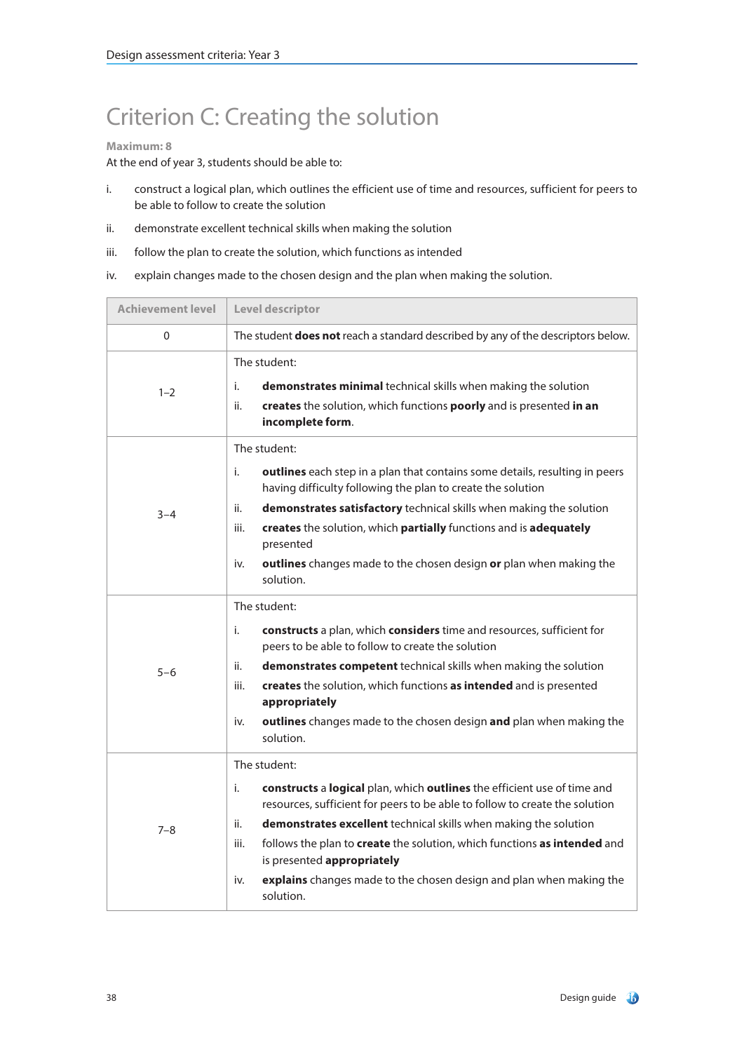# Criterion C: Creating the solution

**Maximum: 8**

At the end of year 3, students should be able to:

i. construct a logical plan, which outlines the efficient use of time and resources, sufficient for peers to be able to follow to create the solution

ii. demonstrate excellent technical skills when making the solution

iii. follow the plan to create the solution, which functions as intended

iv. explain changes made to the chosen design and the plan when making the solution.

| Achievement level | Level descriptor |
|---|---|
| 0 | The student **does not** reach a standard described by any of the descriptors below. |
| 1–2 | The student:<br>i. **demonstrates minimal** technical skills when making the solution<br>ii. **creates** the solution, which functions **poorly** and is presented **in an incomplete form**. |
| 3–4 | The student:<br>i. **outlines** each step in a plan that contains some details, resulting in peers having difficulty following the plan to create the solution<br>ii. **demonstrates satisfactory** technical skills when making the solution<br>iii. **creates** the solution, which **partially** functions and is **adequately** presented<br>iv. **outlines** changes made to the chosen design **or** plan when making the solution. |
| 5–6 | The student:<br>i. **constructs** a plan, which **considers** time and resources, sufficient for peers to be able to follow to create the solution<br>ii. **demonstrates competent** technical skills when making the solution<br>iii. **creates** the solution, which functions **as intended** and is presented **appropriately**<br>iv. **outlines** changes made to the chosen design **and** plan when making the solution. |
| 7–8 | The student:<br>i. **constructs** a **logical** plan, which **outlines** the efficient use of time and resources, sufficient for peers to be able to follow to create the solution<br>ii. **demonstrates excellent** technical skills when making the solution<br>iii. follows the plan to **create** the solution, which functions **as intended** and is presented **appropriately**<br>iv. **explains** changes made to the chosen design and plan when making the solution. |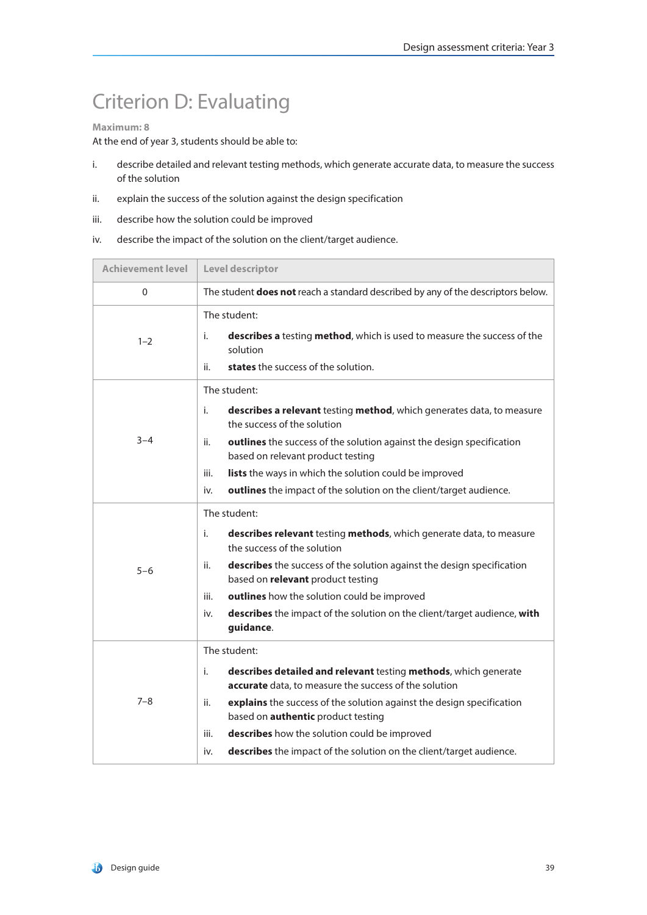# Criterion D: Evaluating

**Maximum: 8**

At the end of year 3, students should be able to:

i. describe detailed and relevant testing methods, which generate accurate data, to measure the success of the solution

ii. explain the success of the solution against the design specification

iii. describe how the solution could be improved

iv. describe the impact of the solution on the client/target audience.

| Achievement level | Level descriptor |
|---|---|
| 0 | The student **does not** reach a standard described by any of the descriptors below. |
| 1–2 | The student:<br>i. **describes a** testing **method**, which is used to measure the success of the solution<br>ii. **states** the success of the solution. |
| 3–4 | The student:<br>i. **describes a relevant** testing **method**, which generates data, to measure the success of the solution<br>ii. **outlines** the success of the solution against the design specification based on relevant product testing<br>iii. **lists** the ways in which the solution could be improved<br>iv. **outlines** the impact of the solution on the client/target audience. |
| 5–6 | The student:<br>i. **describes relevant** testing **methods**, which generate data, to measure the success of the solution<br>ii. **describes** the success of the solution against the design specification based on **relevant** product testing<br>iii. **outlines** how the solution could be improved<br>iv. **describes** the impact of the solution on the client/target audience, **with guidance**. |
| 7–8 | The student:<br>i. **describes detailed and relevant** testing **methods**, which generate **accurate** data, to measure the success of the solution<br>ii. **explains** the success of the solution against the design specification based on **authentic** product testing<br>iii. **describes** how the solution could be improved<br>iv. **describes** the impact of the solution on the client/target audience. |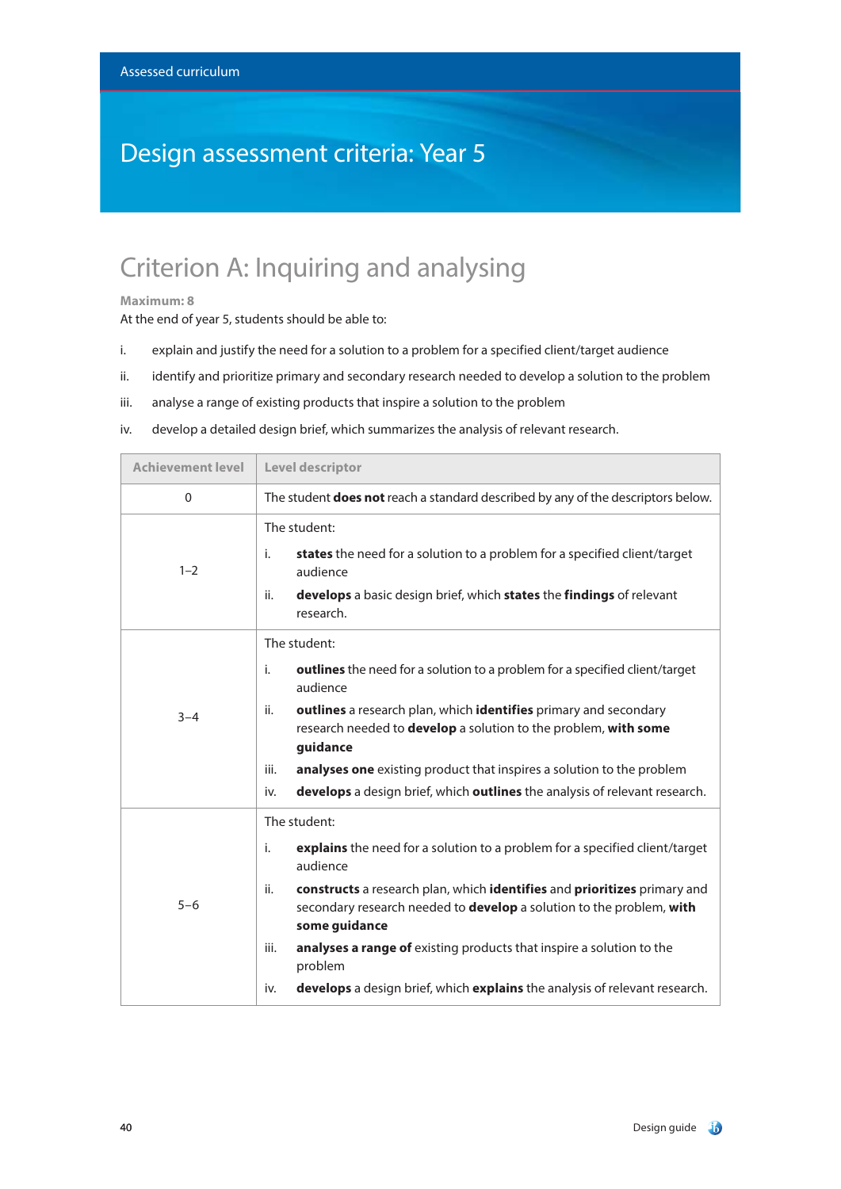Assessed curriculum

# Design assessment criteria: Year 5

## Criterion A: Inquiring and analysing

**Maximum: 8**

At the end of year 5, students should be able to:

i. explain and justify the need for a solution to a problem for a specified client/target audience

ii. identify and prioritize primary and secondary research needed to develop a solution to the problem

iii. analyse a range of existing products that inspire a solution to the problem

iv. develop a detailed design brief, which summarizes the analysis of relevant research.

| Achievement level | Level descriptor |
|---|---|
| 0 | The student **does not** reach a standard described by any of the descriptors below. |
| 1–2 | The student:<br>i. **states** the need for a solution to a problem for a specified client/target audience<br>ii. **develops** a basic design brief, which **states** the **findings** of relevant research. |
| 3–4 | The student:<br>i. **outlines** the need for a solution to a problem for a specified client/target audience<br>ii. **outlines** a research plan, which **identifies** primary and secondary research needed to **develop** a solution to the problem, **with some guidance**<br>iii. **analyses one** existing product that inspires a solution to the problem<br>iv. **develops** a design brief, which **outlines** the analysis of relevant research. |
| 5–6 | The student:<br>i. **explains** the need for a solution to a problem for a specified client/target audience<br>ii. **constructs** a research plan, which **identifies** and **prioritizes** primary and secondary research needed to **develop** a solution to the problem, **with some guidance**<br>iii. **analyses a range of** existing products that inspire a solution to the problem<br>iv. **develops** a design brief, which **explains** the analysis of relevant research. |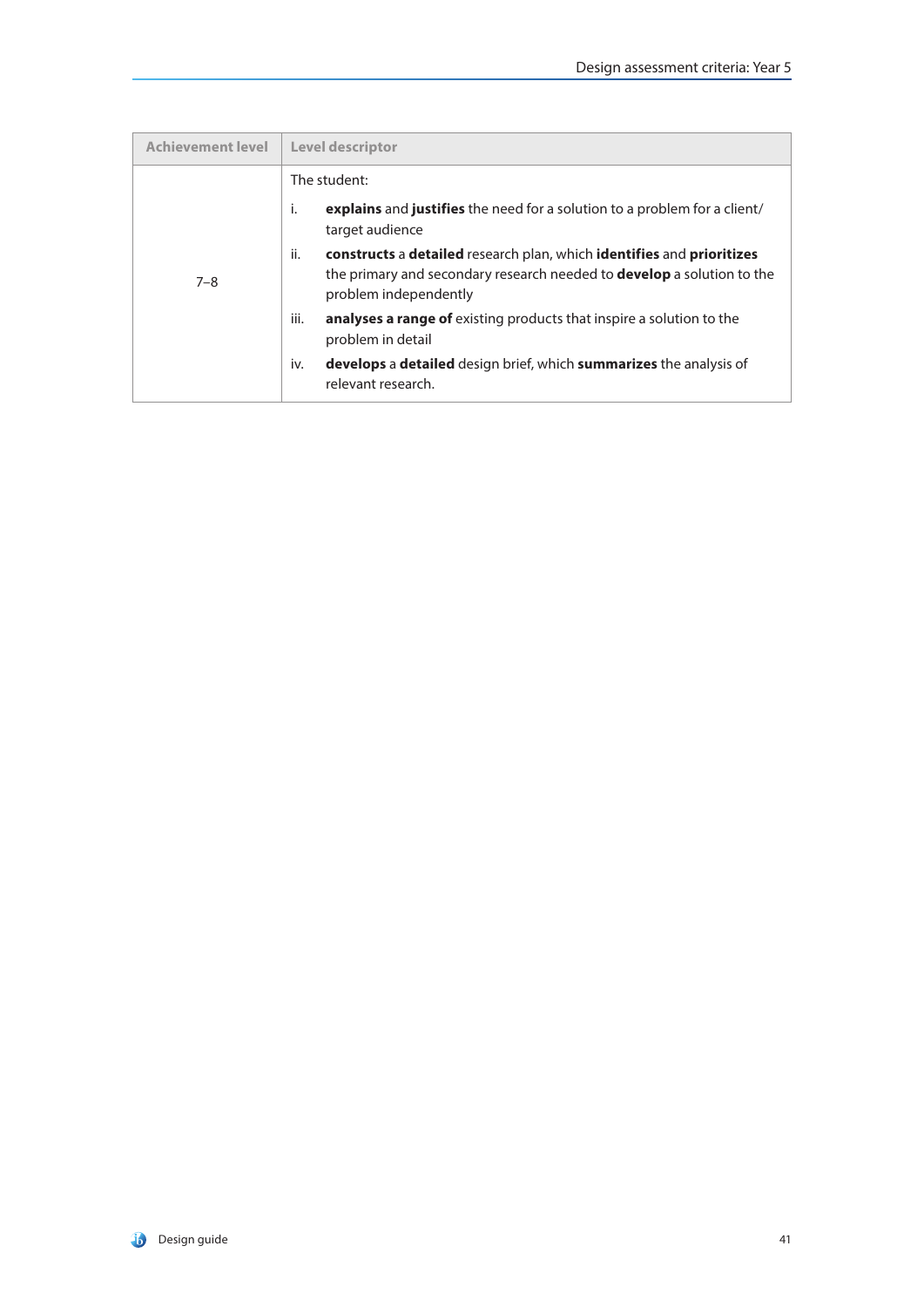| Achievement level | Level descriptor |
|---|---|
| 7–8 | The student:<br><br>i. **explains** and **justifies** the need for a solution to a problem for a client/ target audience<br><br>ii. **constructs** a **detailed** research plan, which **identifies** and **prioritizes** the primary and secondary research needed to **develop** a solution to the problem independently<br><br>iii. **analyses a range of** existing products that inspire a solution to the problem in detail<br><br>iv. **develops** a **detailed** design brief, which **summarizes** the analysis of relevant research. |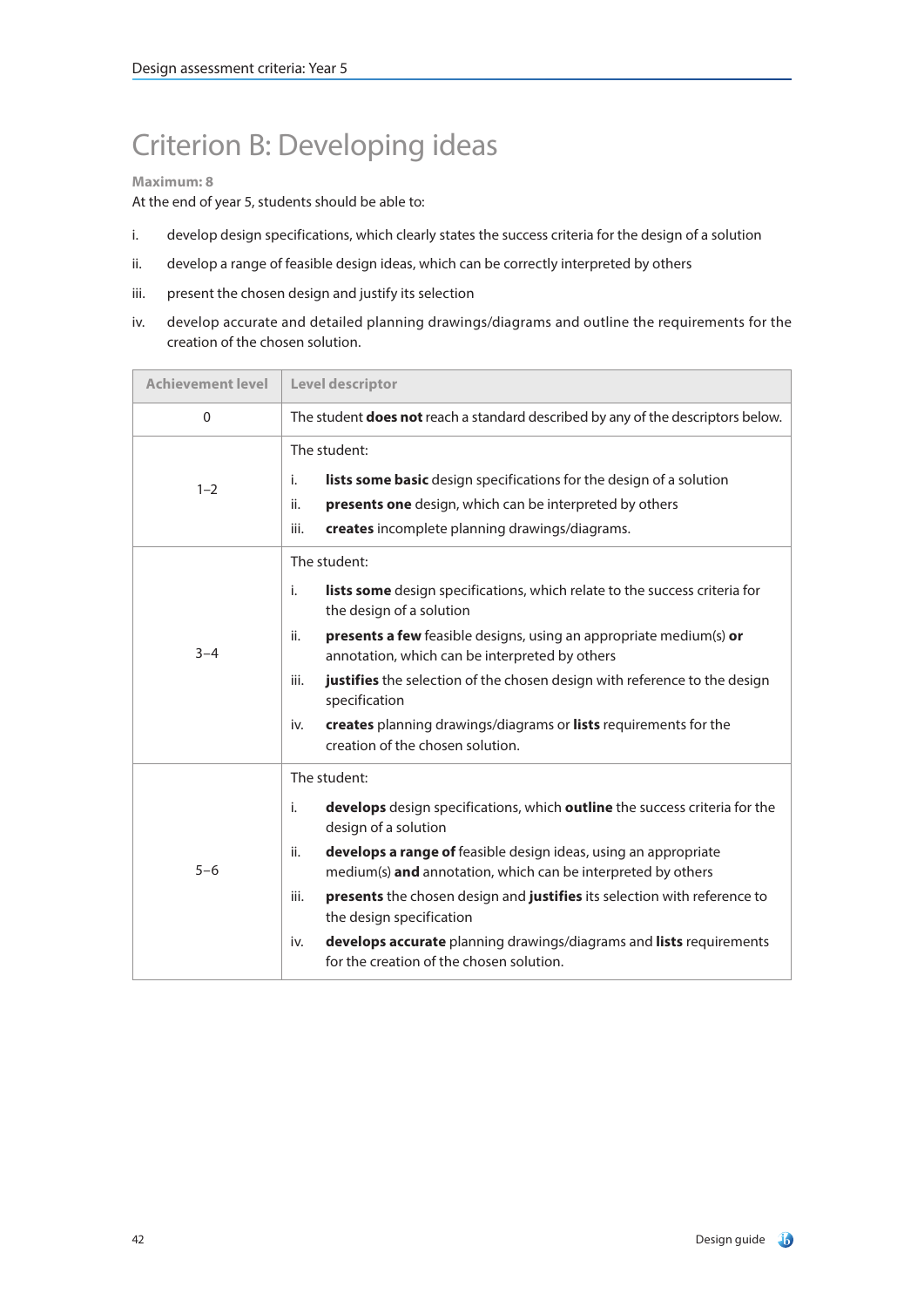# Criterion B: Developing ideas

**Maximum: 8**

At the end of year 5, students should be able to:

i. develop design specifications, which clearly states the success criteria for the design of a solution

ii. develop a range of feasible design ideas, which can be correctly interpreted by others

iii. present the chosen design and justify its selection

iv. develop accurate and detailed planning drawings/diagrams and outline the requirements for the creation of the chosen solution.

| Achievement level | Level descriptor |
|---|---|
| 0 | The student **does not** reach a standard described by any of the descriptors below. |
| 1–2 | The student:<br>i. **lists some basic** design specifications for the design of a solution<br>ii. **presents one** design, which can be interpreted by others<br>iii. **creates** incomplete planning drawings/diagrams. |
| 3–4 | The student:<br>i. **lists some** design specifications, which relate to the success criteria for the design of a solution<br>ii. **presents a few** feasible designs, using an appropriate medium(s) **or** annotation, which can be interpreted by others<br>iii. **justifies** the selection of the chosen design with reference to the design specification<br>iv. **creates** planning drawings/diagrams or **lists** requirements for the creation of the chosen solution. |
| 5–6 | The student:<br>i. **develops** design specifications, which **outline** the success criteria for the design of a solution<br>ii. **develops a range of** feasible design ideas, using an appropriate medium(s) **and** annotation, which can be interpreted by others<br>iii. **presents** the chosen design and **justifies** its selection with reference to the design specification<br>iv. **develops accurate** planning drawings/diagrams and **lists** requirements for the creation of the chosen solution. |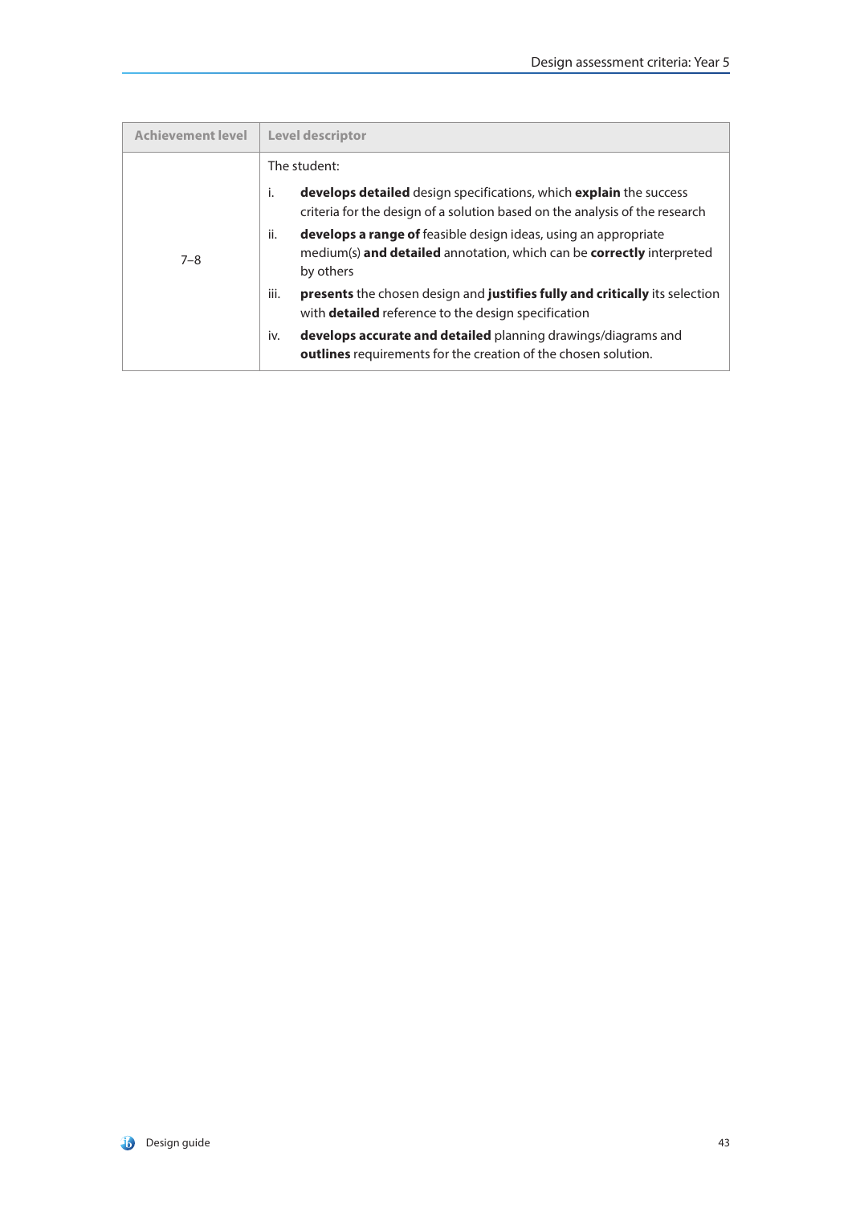| Achievement level | Level descriptor |
|---|---|
| 7–8 | The student:<br>i. **develops detailed** design specifications, which **explain** the success criteria for the design of a solution based on the analysis of the research<br>ii. **develops a range of** feasible design ideas, using an appropriate medium(s) **and detailed** annotation, which can be **correctly** interpreted by others<br>iii. **presents** the chosen design and **justifies fully and critically** its selection with **detailed** reference to the design specification<br>iv. **develops accurate and detailed** planning drawings/diagrams and **outlines** requirements for the creation of the chosen solution. |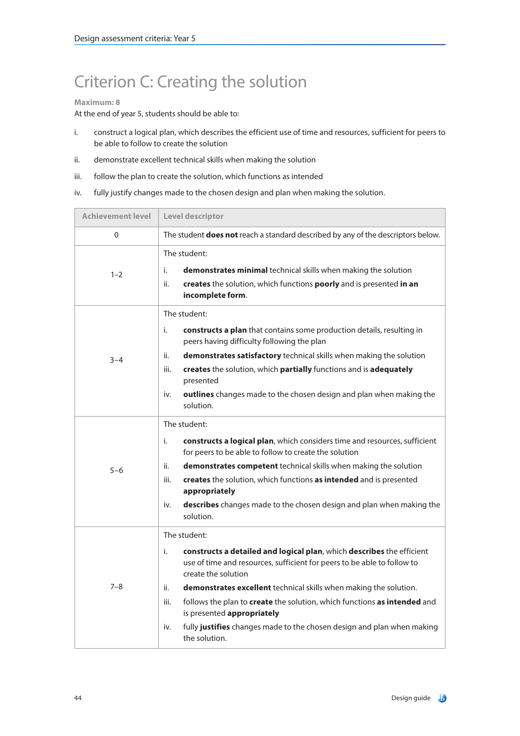# Criterion C: Creating the solution

**Maximum: 8**

At the end of year 5, students should be able to:

i. construct a logical plan, which describes the efficient use of time and resources, sufficient for peers to be able to follow to create the solution

ii. demonstrate excellent technical skills when making the solution

iii. follow the plan to create the solution, which functions as intended

iv. fully justify changes made to the chosen design and plan when making the solution.

| Achievement level | Level descriptor |
|---|---|
| 0 | The student **does not** reach a standard described by any of the descriptors below. |
| 1–2 | The student:<br>i. **demonstrates minimal** technical skills when making the solution<br>ii. **creates** the solution, which functions **poorly** and is presented **in an incomplete form**. |
| 3–4 | The student:<br>i. **constructs a plan** that contains some production details, resulting in peers having difficulty following the plan<br>ii. **demonstrates satisfactory** technical skills when making the solution<br>iii. **creates** the solution, which **partially** functions and is **adequately** presented<br>iv. **outlines** changes made to the chosen design and plan when making the solution. |
| 5–6 | The student:<br>i. **constructs a logical plan**, which considers time and resources, sufficient for peers to be able to follow to create the solution<br>ii. **demonstrates competent** technical skills when making the solution<br>iii. **creates** the solution, which functions **as intended** and is presented **appropriately**<br>iv. **describes** changes made to the chosen design and plan when making the solution. |
| 7–8 | The student:<br>i. **constructs a detailed and logical plan**, which **describes** the efficient use of time and resources, sufficient for peers to be able to follow to create the solution<br>ii. **demonstrates excellent** technical skills when making the solution.<br>iii. follows the plan to **create** the solution, which functions **as intended** and is presented **appropriately**<br>iv. fully **justifies** changes made to the chosen design and plan when making the solution. |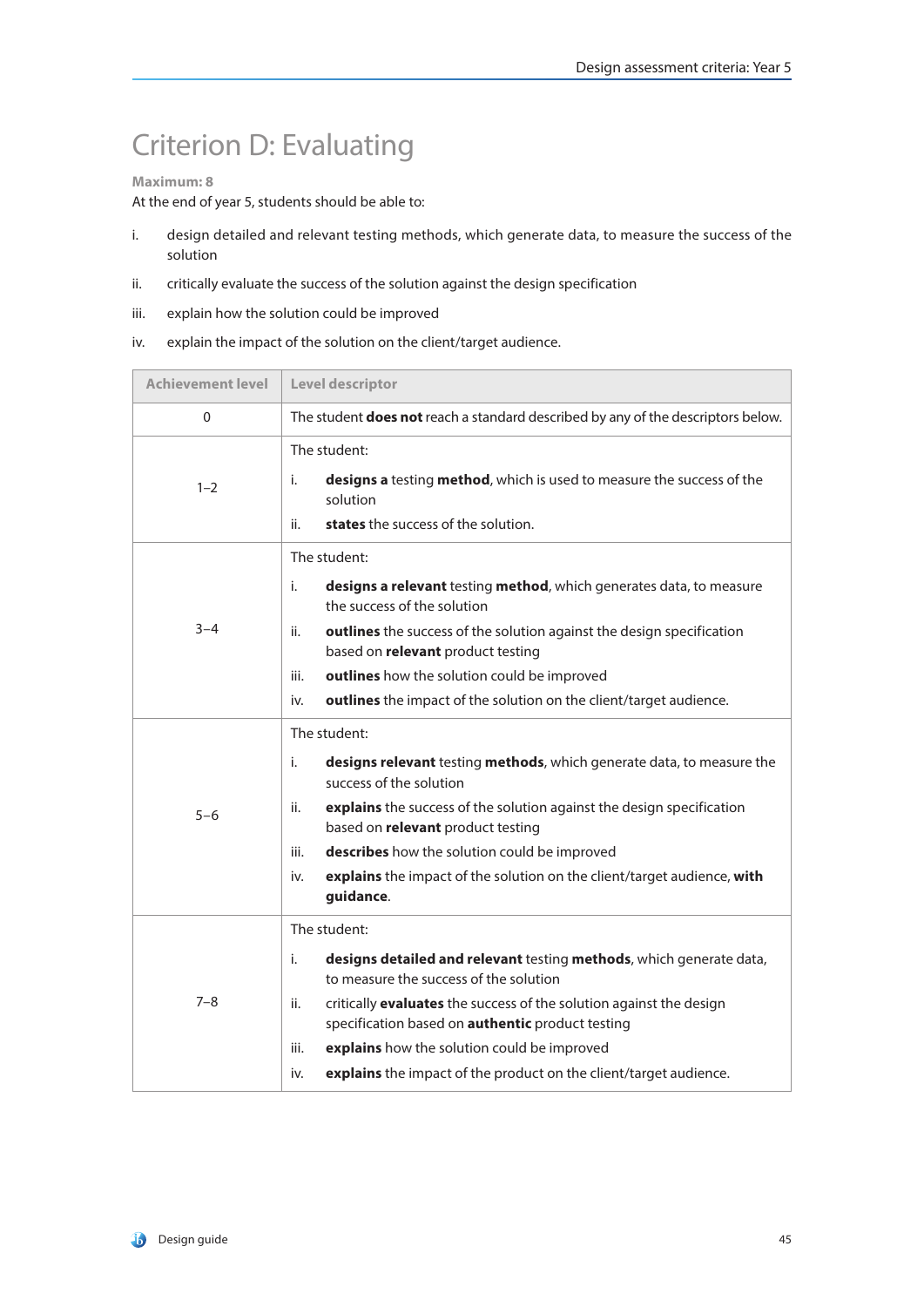# Criterion D: Evaluating

**Maximum: 8**

At the end of year 5, students should be able to:

i. design detailed and relevant testing methods, which generate data, to measure the success of the solution

ii. critically evaluate the success of the solution against the design specification

iii. explain how the solution could be improved

iv. explain the impact of the solution on the client/target audience.

| Achievement level | Level descriptor |
|---|---|
| 0 | The student **does not** reach a standard described by any of the descriptors below. |
| 1–2 | The student:<br>i. **designs a** testing **method**, which is used to measure the success of the solution<br>ii. **states** the success of the solution. |
| 3–4 | The student:<br>i. **designs a relevant** testing **method**, which generates data, to measure the success of the solution<br>ii. **outlines** the success of the solution against the design specification based on **relevant** product testing<br>iii. **outlines** how the solution could be improved<br>iv. **outlines** the impact of the solution on the client/target audience. |
| 5–6 | The student:<br>i. **designs relevant** testing **methods**, which generate data, to measure the success of the solution<br>ii. **explains** the success of the solution against the design specification based on **relevant** product testing<br>iii. **describes** how the solution could be improved<br>iv. **explains** the impact of the solution on the client/target audience, **with guidance**. |
| 7–8 | The student:<br>i. **designs detailed and relevant** testing **methods**, which generate data, to measure the success of the solution<br>ii. critically **evaluates** the success of the solution against the design specification based on **authentic** product testing<br>iii. **explains** how the solution could be improved<br>iv. **explains** the impact of the product on the client/target audience. |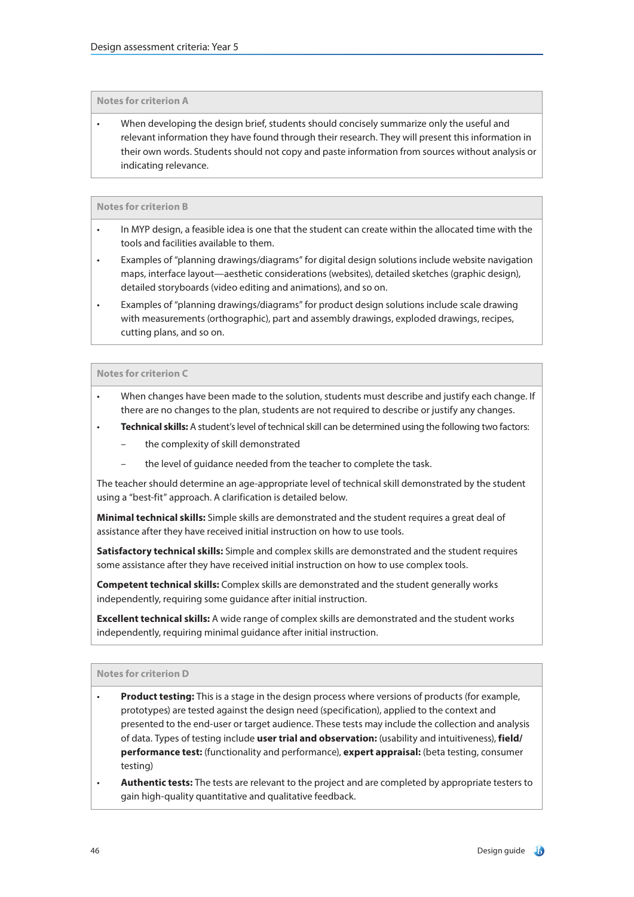### Notes for criterion A

- When developing the design brief, students should concisely summarize only the useful and relevant information they have found through their research. They will present this information in their own words. Students should not copy and paste information from sources without analysis or indicating relevance.

### Notes for criterion B

- In MYP design, a feasible idea is one that the student can create within the allocated time with the tools and facilities available to them.
- Examples of "planning drawings/diagrams" for digital design solutions include website navigation maps, interface layout—aesthetic considerations (websites), detailed sketches (graphic design), detailed storyboards (video editing and animations), and so on.
- Examples of "planning drawings/diagrams" for product design solutions include scale drawing with measurements (orthographic), part and assembly drawings, exploded drawings, recipes, cutting plans, and so on.

### Notes for criterion C

- When changes have been made to the solution, students must describe and justify each change. If there are no changes to the plan, students are not required to describe or justify any changes.
- **Technical skills:** A student's level of technical skill can be determined using the following two factors:
  - the complexity of skill demonstrated
  - the level of guidance needed from the teacher to complete the task.

The teacher should determine an age-appropriate level of technical skill demonstrated by the student using a "best-fit" approach. A clarification is detailed below.

**Minimal technical skills:** Simple skills are demonstrated and the student requires a great deal of assistance after they have received initial instruction on how to use tools.

**Satisfactory technical skills:** Simple and complex skills are demonstrated and the student requires some assistance after they have received initial instruction on how to use complex tools.

**Competent technical skills:** Complex skills are demonstrated and the student generally works independently, requiring some guidance after initial instruction.

**Excellent technical skills:** A wide range of complex skills are demonstrated and the student works independently, requiring minimal guidance after initial instruction.

### Notes for criterion D

- **Product testing:** This is a stage in the design process where versions of products (for example, prototypes) are tested against the design need (specification), applied to the context and presented to the end-user or target audience. These tests may include the collection and analysis of data. Types of testing include **user trial and observation:** (usability and intuitiveness), **field/performance test:** (functionality and performance), **expert appraisal:** (beta testing, consumer testing)
- **Authentic tests:** The tests are relevant to the project and are completed by appropriate testers to gain high-quality quantitative and qualitative feedback.